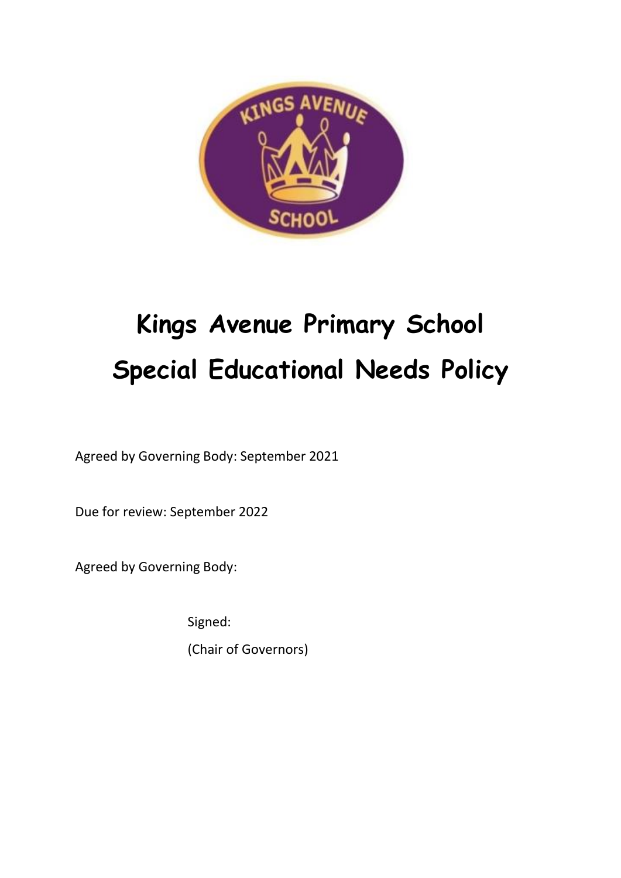# Kings Avenue Primary School
# Special Educational Needs Policy

Agreed by Governing Body: September 2021

Due for review: September 2022

Agreed by Governing Body:

Signed:

(Chair of Governors)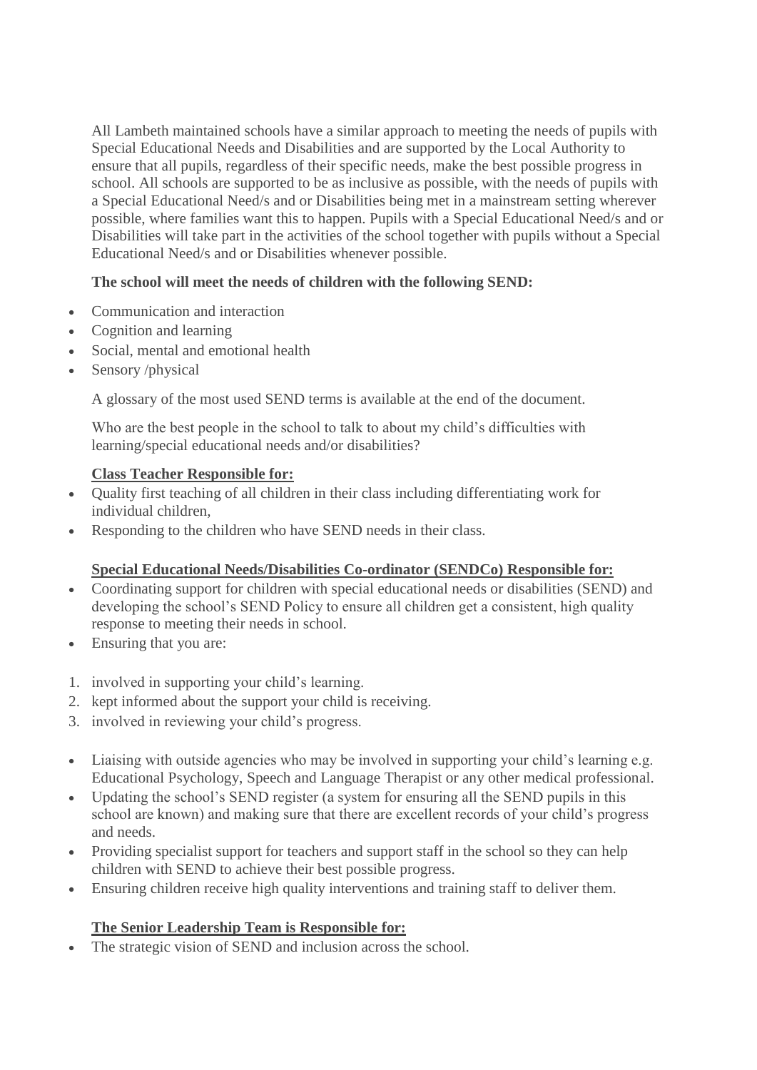All Lambeth maintained schools have a similar approach to meeting the needs of pupils with Special Educational Needs and Disabilities and are supported by the Local Authority to ensure that all pupils, regardless of their specific needs, make the best possible progress in school. All schools are supported to be as inclusive as possible, with the needs of pupils with a Special Educational Need/s and or Disabilities being met in a mainstream setting wherever possible, where families want this to happen. Pupils with a Special Educational Need/s and or Disabilities will take part in the activities of the school together with pupils without a Special Educational Need/s and or Disabilities whenever possible.

**The school will meet the needs of children with the following SEND:**

- Communication and interaction
- Cognition and learning
- Social, mental and emotional health
- Sensory /physical

A glossary of the most used SEND terms is available at the end of the document.

Who are the best people in the school to talk to about my child's difficulties with learning/special educational needs and/or disabilities?

**Class Teacher Responsible for:**

- Quality first teaching of all children in their class including differentiating work for individual children,
- Responding to the children who have SEND needs in their class.

**Special Educational Needs/Disabilities Co-ordinator (SENDCo) Responsible for:**

- Coordinating support for children with special educational needs or disabilities (SEND) and developing the school's SEND Policy to ensure all children get a consistent, high quality response to meeting their needs in school.
- Ensuring that you are:

1. involved in supporting your child's learning.
2. kept informed about the support your child is receiving.
3. involved in reviewing your child's progress.

- Liaising with outside agencies who may be involved in supporting your child's learning e.g. Educational Psychology, Speech and Language Therapist or any other medical professional.
- Updating the school's SEND register (a system for ensuring all the SEND pupils in this school are known) and making sure that there are excellent records of your child's progress and needs.
- Providing specialist support for teachers and support staff in the school so they can help children with SEND to achieve their best possible progress.
- Ensuring children receive high quality interventions and training staff to deliver them.

**The Senior Leadership Team is Responsible for:**

- The strategic vision of SEND and inclusion across the school.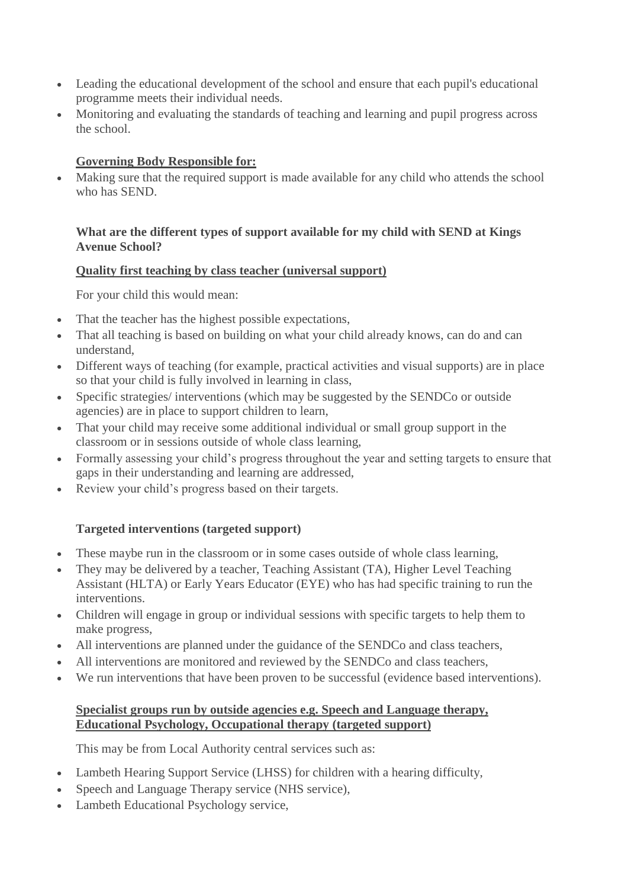- Leading the educational development of the school and ensure that each pupil's educational programme meets their individual needs.
- Monitoring and evaluating the standards of teaching and learning and pupil progress across the school.

**Governing Body Responsible for:**

- Making sure that the required support is made available for any child who attends the school who has SEND.

**What are the different types of support available for my child with SEND at Kings Avenue School?**

**Quality first teaching by class teacher (universal support)**

For your child this would mean:

- That the teacher has the highest possible expectations,
- That all teaching is based on building on what your child already knows, can do and can understand,
- Different ways of teaching (for example, practical activities and visual supports) are in place so that your child is fully involved in learning in class,
- Specific strategies/ interventions (which may be suggested by the SENDCo or outside agencies) are in place to support children to learn,
- That your child may receive some additional individual or small group support in the classroom or in sessions outside of whole class learning,
- Formally assessing your child's progress throughout the year and setting targets to ensure that gaps in their understanding and learning are addressed,
- Review your child's progress based on their targets.

**Targeted interventions (targeted support)**

- These maybe run in the classroom or in some cases outside of whole class learning,
- They may be delivered by a teacher, Teaching Assistant (TA), Higher Level Teaching Assistant (HLTA) or Early Years Educator (EYE) who has had specific training to run the interventions.
- Children will engage in group or individual sessions with specific targets to help them to make progress,
- All interventions are planned under the guidance of the SENDCo and class teachers,
- All interventions are monitored and reviewed by the SENDCo and class teachers,
- We run interventions that have been proven to be successful (evidence based interventions).

**Specialist groups run by outside agencies e.g. Speech and Language therapy, Educational Psychology, Occupational therapy (targeted support)**

This may be from Local Authority central services such as:

- Lambeth Hearing Support Service (LHSS) for children with a hearing difficulty,
- Speech and Language Therapy service (NHS service),
- Lambeth Educational Psychology service,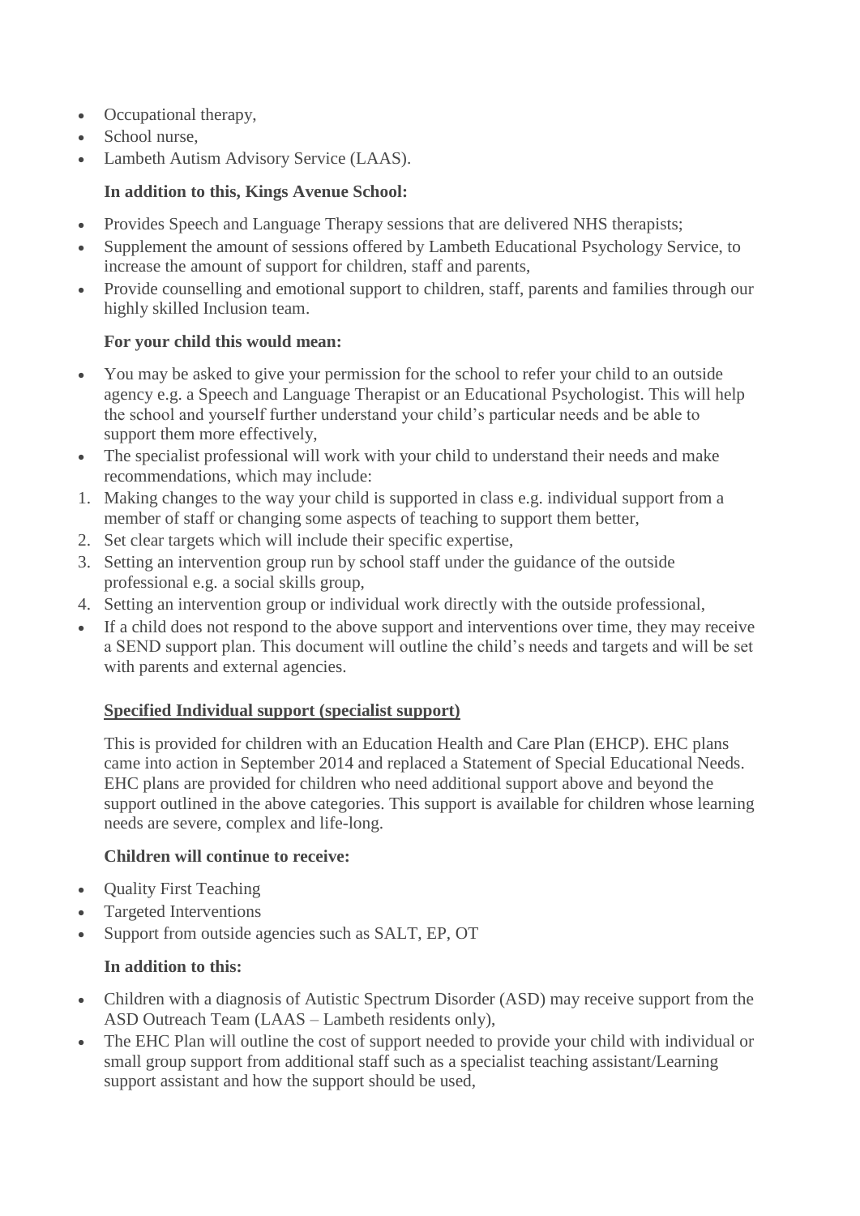- Occupational therapy,
- School nurse,
- Lambeth Autism Advisory Service (LAAS).

**In addition to this, Kings Avenue School:**

- Provides Speech and Language Therapy sessions that are delivered NHS therapists;
- Supplement the amount of sessions offered by Lambeth Educational Psychology Service, to increase the amount of support for children, staff and parents,
- Provide counselling and emotional support to children, staff, parents and families through our highly skilled Inclusion team.

**For your child this would mean:**

- You may be asked to give your permission for the school to refer your child to an outside agency e.g. a Speech and Language Therapist or an Educational Psychologist. This will help the school and yourself further understand your child's particular needs and be able to support them more effectively,
- The specialist professional will work with your child to understand their needs and make recommendations, which may include:

1. Making changes to the way your child is supported in class e.g. individual support from a member of staff or changing some aspects of teaching to support them better,
2. Set clear targets which will include their specific expertise,
3. Setting an intervention group run by school staff under the guidance of the outside professional e.g. a social skills group,
4. Setting an intervention group or individual work directly with the outside professional,

- If a child does not respond to the above support and interventions over time, they may receive a SEND support plan. This document will outline the child's needs and targets and will be set with parents and external agencies.

**<u>Specified Individual support (specialist support)</u>**

This is provided for children with an Education Health and Care Plan (EHCP). EHC plans came into action in September 2014 and replaced a Statement of Special Educational Needs. EHC plans are provided for children who need additional support above and beyond the support outlined in the above categories. This support is available for children whose learning needs are severe, complex and life-long.

**Children will continue to receive:**

- Quality First Teaching
- Targeted Interventions
- Support from outside agencies such as SALT, EP, OT

**In addition to this:**

- Children with a diagnosis of Autistic Spectrum Disorder (ASD) may receive support from the ASD Outreach Team (LAAS – Lambeth residents only),
- The EHC Plan will outline the cost of support needed to provide your child with individual or small group support from additional staff such as a specialist teaching assistant/Learning support assistant and how the support should be used,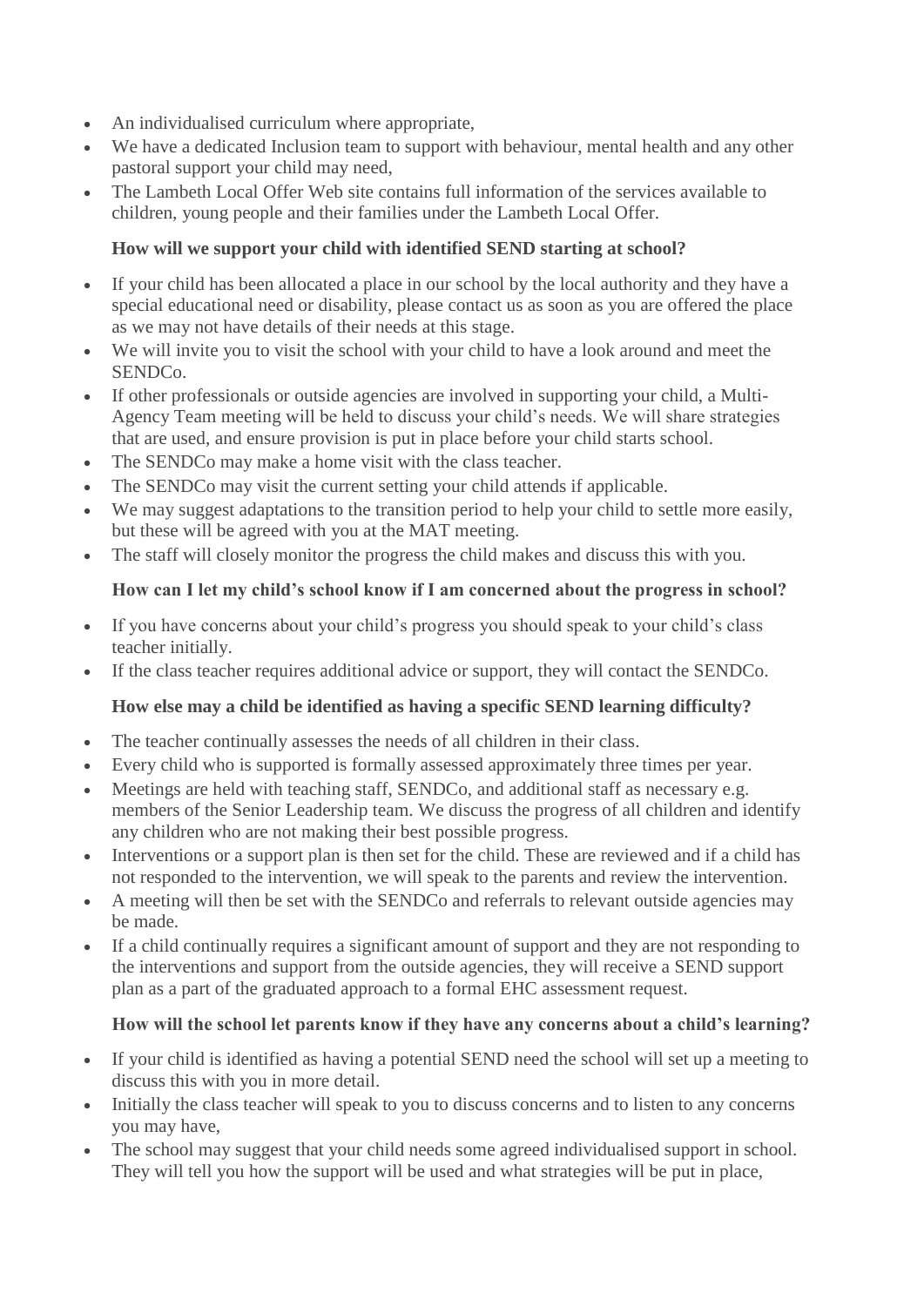- An individualised curriculum where appropriate,
- We have a dedicated Inclusion team to support with behaviour, mental health and any other pastoral support your child may need,
- The Lambeth Local Offer Web site contains full information of the services available to children, young people and their families under the Lambeth Local Offer.

### How will we support your child with identified SEND starting at school?

- If your child has been allocated a place in our school by the local authority and they have a special educational need or disability, please contact us as soon as you are offered the place as we may not have details of their needs at this stage.
- We will invite you to visit the school with your child to have a look around and meet the SENDCo.
- If other professionals or outside agencies are involved in supporting your child, a Multi-Agency Team meeting will be held to discuss your child's needs. We will share strategies that are used, and ensure provision is put in place before your child starts school.
- The SENDCo may make a home visit with the class teacher.
- The SENDCo may visit the current setting your child attends if applicable.
- We may suggest adaptations to the transition period to help your child to settle more easily, but these will be agreed with you at the MAT meeting.
- The staff will closely monitor the progress the child makes and discuss this with you.

### How can I let my child's school know if I am concerned about the progress in school?

- If you have concerns about your child's progress you should speak to your child's class teacher initially.
- If the class teacher requires additional advice or support, they will contact the SENDCo.

### How else may a child be identified as having a specific SEND learning difficulty?

- The teacher continually assesses the needs of all children in their class.
- Every child who is supported is formally assessed approximately three times per year.
- Meetings are held with teaching staff, SENDCo, and additional staff as necessary e.g. members of the Senior Leadership team. We discuss the progress of all children and identify any children who are not making their best possible progress.
- Interventions or a support plan is then set for the child. These are reviewed and if a child has not responded to the intervention, we will speak to the parents and review the intervention.
- A meeting will then be set with the SENDCo and referrals to relevant outside agencies may be made.
- If a child continually requires a significant amount of support and they are not responding to the interventions and support from the outside agencies, they will receive a SEND support plan as a part of the graduated approach to a formal EHC assessment request.

### How will the school let parents know if they have any concerns about a child's learning?

- If your child is identified as having a potential SEND need the school will set up a meeting to discuss this with you in more detail.
- Initially the class teacher will speak to you to discuss concerns and to listen to any concerns you may have,
- The school may suggest that your child needs some agreed individualised support in school. They will tell you how the support will be used and what strategies will be put in place,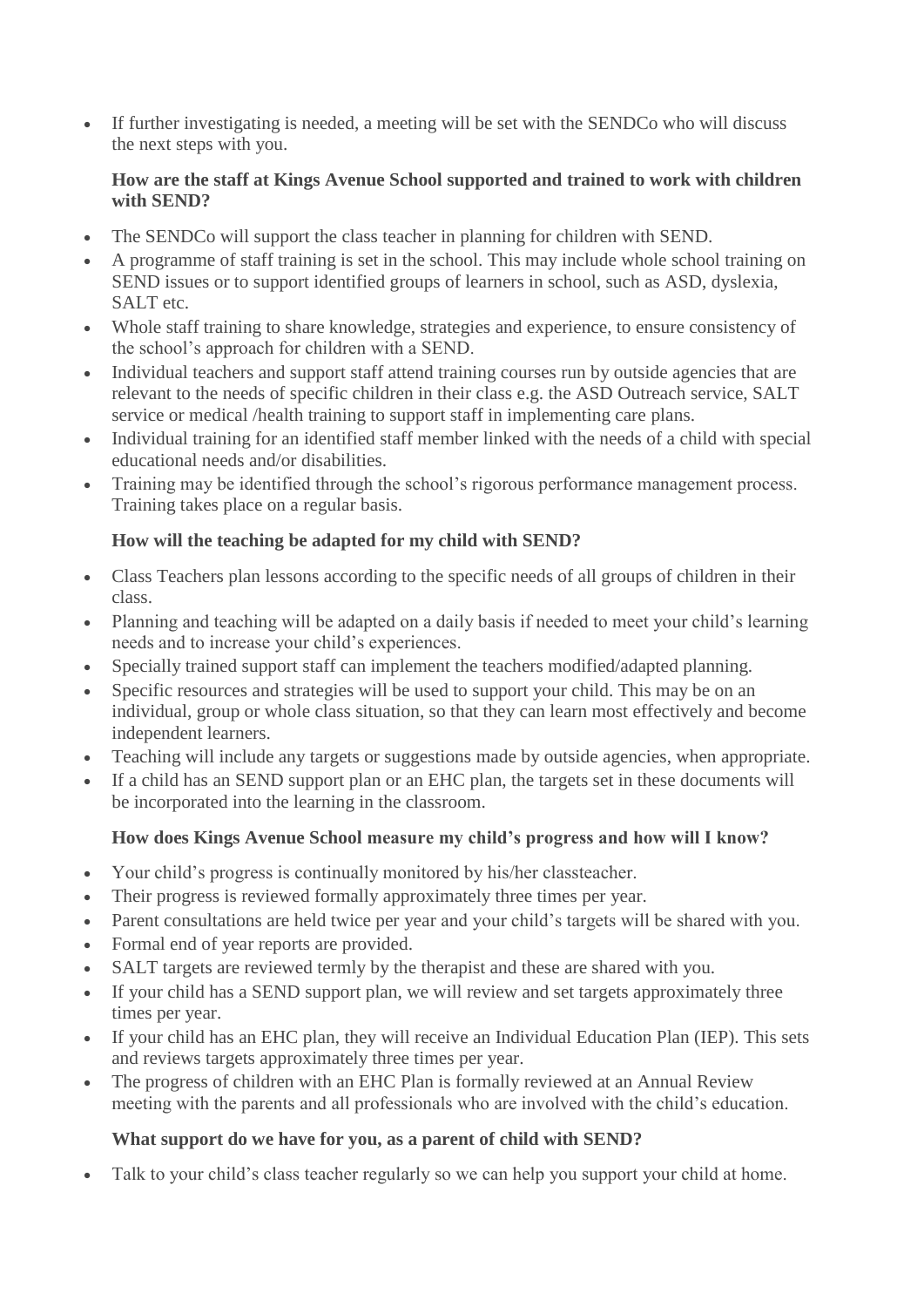- If further investigating is needed, a meeting will be set with the SENDCo who will discuss the next steps with you.

**How are the staff at Kings Avenue School supported and trained to work with children with SEND?**

- The SENDCo will support the class teacher in planning for children with SEND.
- A programme of staff training is set in the school. This may include whole school training on SEND issues or to support identified groups of learners in school, such as ASD, dyslexia, SALT etc.
- Whole staff training to share knowledge, strategies and experience, to ensure consistency of the school's approach for children with a SEND.
- Individual teachers and support staff attend training courses run by outside agencies that are relevant to the needs of specific children in their class e.g. the ASD Outreach service, SALT service or medical /health training to support staff in implementing care plans.
- Individual training for an identified staff member linked with the needs of a child with special educational needs and/or disabilities.
- Training may be identified through the school's rigorous performance management process. Training takes place on a regular basis.

**How will the teaching be adapted for my child with SEND?**

- Class Teachers plan lessons according to the specific needs of all groups of children in their class.
- Planning and teaching will be adapted on a daily basis if needed to meet your child's learning needs and to increase your child's experiences.
- Specially trained support staff can implement the teachers modified/adapted planning.
- Specific resources and strategies will be used to support your child. This may be on an individual, group or whole class situation, so that they can learn most effectively and become independent learners.
- Teaching will include any targets or suggestions made by outside agencies, when appropriate.
- If a child has an SEND support plan or an EHC plan, the targets set in these documents will be incorporated into the learning in the classroom.

**How does Kings Avenue School measure my child's progress and how will I know?**

- Your child's progress is continually monitored by his/her classteacher.
- Their progress is reviewed formally approximately three times per year.
- Parent consultations are held twice per year and your child's targets will be shared with you.
- Formal end of year reports are provided.
- SALT targets are reviewed termly by the therapist and these are shared with you.
- If your child has a SEND support plan, we will review and set targets approximately three times per year.
- If your child has an EHC plan, they will receive an Individual Education Plan (IEP). This sets and reviews targets approximately three times per year.
- The progress of children with an EHC Plan is formally reviewed at an Annual Review meeting with the parents and all professionals who are involved with the child's education.

**What support do we have for you, as a parent of child with SEND?**

- Talk to your child's class teacher regularly so we can help you support your child at home.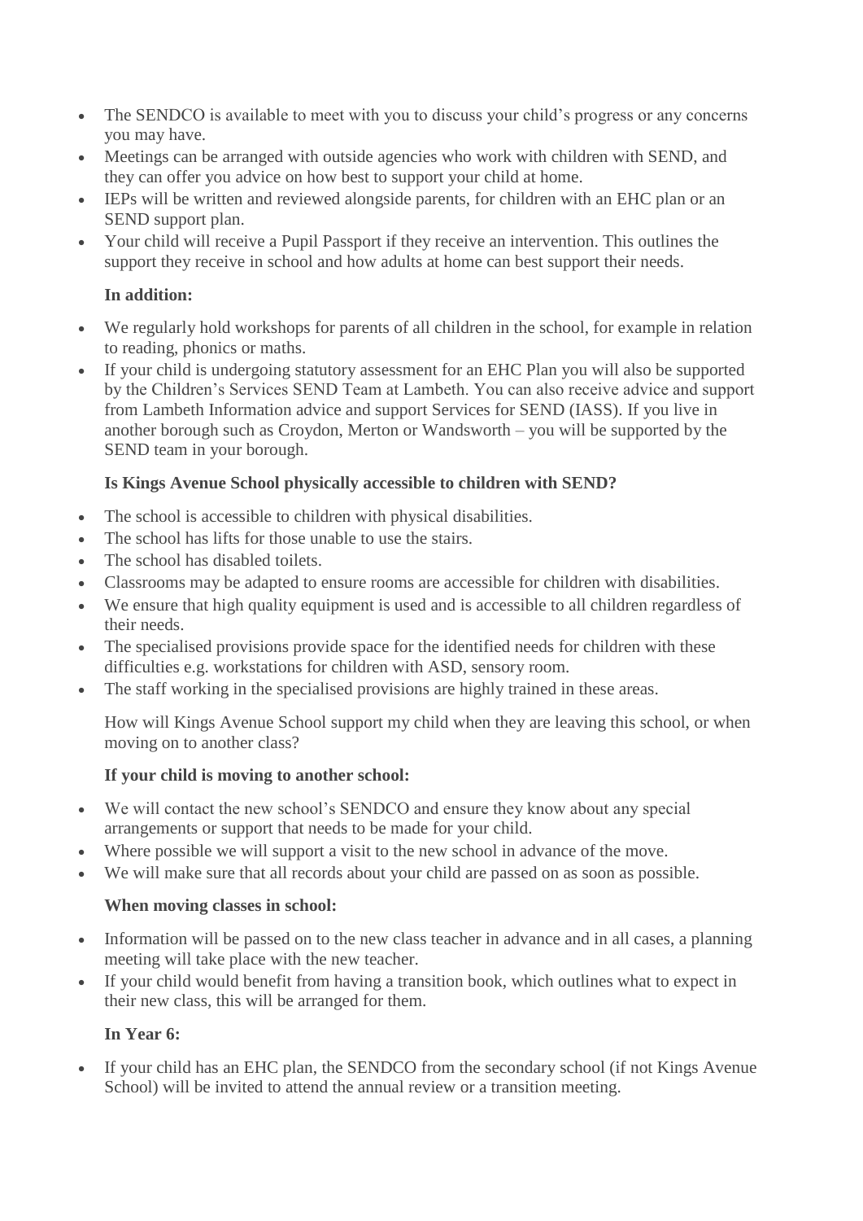- The SENDCO is available to meet with you to discuss your child's progress or any concerns you may have.
- Meetings can be arranged with outside agencies who work with children with SEND, and they can offer you advice on how best to support your child at home.
- IEPs will be written and reviewed alongside parents, for children with an EHC plan or an SEND support plan.
- Your child will receive a Pupil Passport if they receive an intervention. This outlines the support they receive in school and how adults at home can best support their needs.

**In addition:**

- We regularly hold workshops for parents of all children in the school, for example in relation to reading, phonics or maths.
- If your child is undergoing statutory assessment for an EHC Plan you will also be supported by the Children's Services SEND Team at Lambeth. You can also receive advice and support from Lambeth Information advice and support Services for SEND (IASS). If you live in another borough such as Croydon, Merton or Wandsworth – you will be supported by the SEND team in your borough.

**Is Kings Avenue School physically accessible to children with SEND?**

- The school is accessible to children with physical disabilities.
- The school has lifts for those unable to use the stairs.
- The school has disabled toilets.
- Classrooms may be adapted to ensure rooms are accessible for children with disabilities.
- We ensure that high quality equipment is used and is accessible to all children regardless of their needs.
- The specialised provisions provide space for the identified needs for children with these difficulties e.g. workstations for children with ASD, sensory room.
- The staff working in the specialised provisions are highly trained in these areas.

How will Kings Avenue School support my child when they are leaving this school, or when moving on to another class?

**If your child is moving to another school:**

- We will contact the new school's SENDCO and ensure they know about any special arrangements or support that needs to be made for your child.
- Where possible we will support a visit to the new school in advance of the move.
- We will make sure that all records about your child are passed on as soon as possible.

**When moving classes in school:**

- Information will be passed on to the new class teacher in advance and in all cases, a planning meeting will take place with the new teacher.
- If your child would benefit from having a transition book, which outlines what to expect in their new class, this will be arranged for them.

**In Year 6:**

- If your child has an EHC plan, the SENDCO from the secondary school (if not Kings Avenue School) will be invited to attend the annual review or a transition meeting.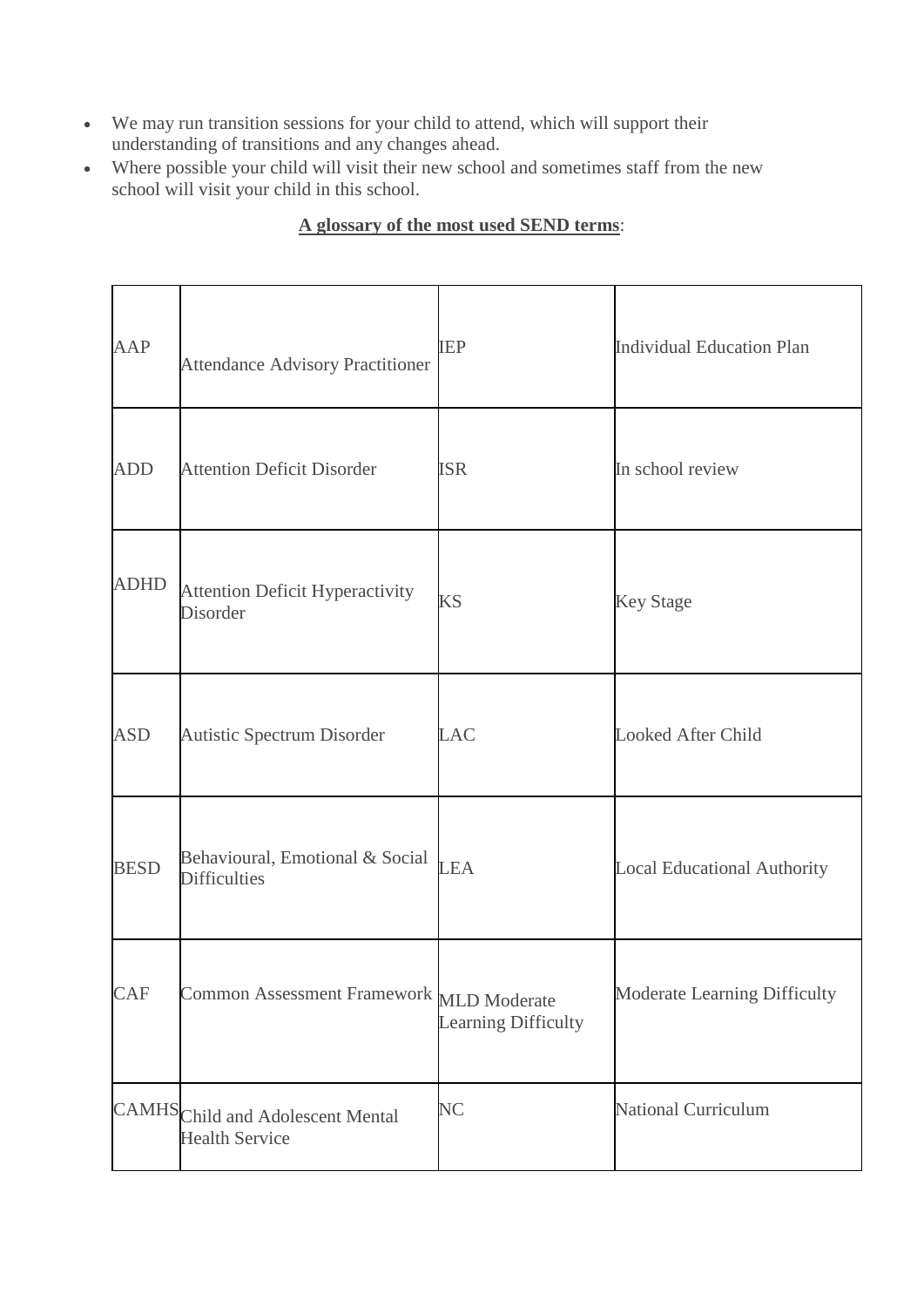- We may run transition sessions for your child to attend, which will support their understanding of transitions and any changes ahead.
- Where possible your child will visit their new school and sometimes staff from the new school will visit your child in this school.

**A glossary of the most used SEND terms**:

| | | | |
|---|---|---|---|
| AAP | Attendance Advisory Practitioner | IEP | Individual Education Plan |
| ADD | Attention Deficit Disorder | ISR | In school review |
| ADHD | Attention Deficit Hyperactivity Disorder | KS | Key Stage |
| ASD | Autistic Spectrum Disorder | LAC | Looked After Child |
| BESD | Behavioural, Emotional & Social Difficulties | LEA | Local Educational Authority |
| CAF | Common Assessment Framework | MLD Moderate Learning Difficulty | Moderate Learning Difficulty |
| CAMHS | Child and Adolescent Mental Health Service | NC | National Curriculum |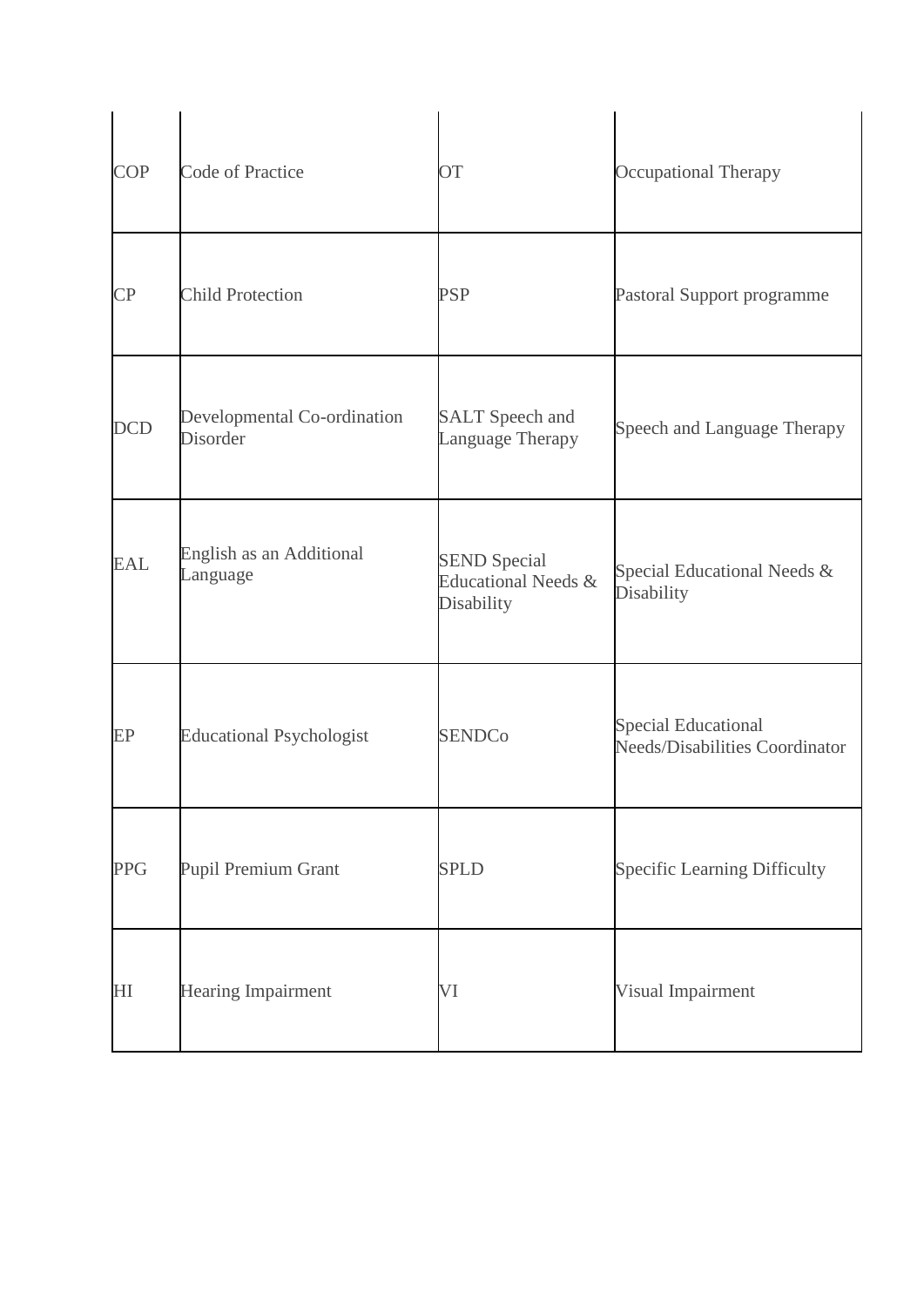| | | | |
|---|---|---|---|
| COP | Code of Practice | OT | Occupational Therapy |
| CP | Child Protection | PSP | Pastoral Support programme |
| DCD | Developmental Co-ordination Disorder | SALT Speech and Language Therapy | Speech and Language Therapy |
| EAL | English as an Additional Language | SEND Special Educational Needs & Disability | Special Educational Needs & Disability |
| EP | Educational Psychologist | SENDCo | Special Educational Needs/Disabilities Coordinator |
| PPG | Pupil Premium Grant | SPLD | Specific Learning Difficulty |
| HI | Hearing Impairment | VI | Visual Impairment |